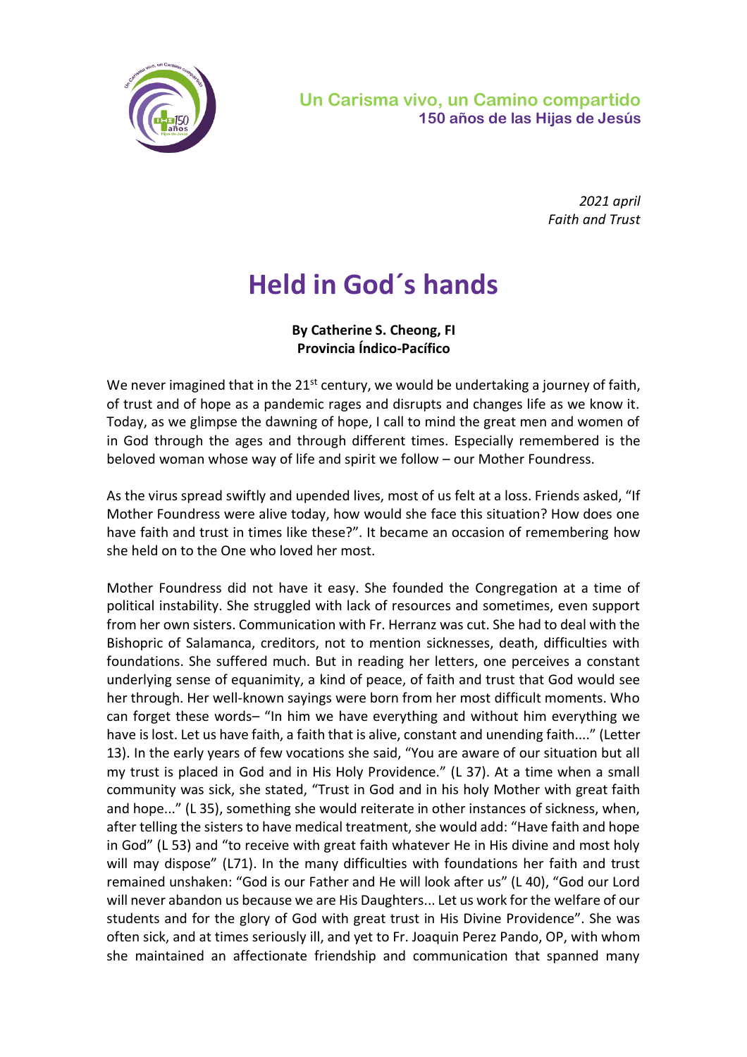**Un Carisma vivo, un Camino compartido**
**150 años de las Hijas de Jesús**

*2021 april*
*Faith and Trust*

# Held in God´s hands

**By Catherine S. Cheong, FI**
**Provincia Índico-Pacífico**

We never imagined that in the 21st century, we would be undertaking a journey of faith, of trust and of hope as a pandemic rages and disrupts and changes life as we know it. Today, as we glimpse the dawning of hope, I call to mind the great men and women of in God through the ages and through different times. Especially remembered is the beloved woman whose way of life and spirit we follow – our Mother Foundress.

As the virus spread swiftly and upended lives, most of us felt at a loss. Friends asked, "If Mother Foundress were alive today, how would she face this situation? How does one have faith and trust in times like these?". It became an occasion of remembering how she held on to the One who loved her most.

Mother Foundress did not have it easy. She founded the Congregation at a time of political instability. She struggled with lack of resources and sometimes, even support from her own sisters. Communication with Fr. Herranz was cut. She had to deal with the Bishopric of Salamanca, creditors, not to mention sicknesses, death, difficulties with foundations. She suffered much. But in reading her letters, one perceives a constant underlying sense of equanimity, a kind of peace, of faith and trust that God would see her through. Her well-known sayings were born from her most difficult moments. Who can forget these words– "In him we have everything and without him everything we have is lost. Let us have faith, a faith that is alive, constant and unending faith...." (Letter 13). In the early years of few vocations she said, "You are aware of our situation but all my trust is placed in God and in His Holy Providence." (L 37). At a time when a small community was sick, she stated, "Trust in God and in his holy Mother with great faith and hope..." (L 35), something she would reiterate in other instances of sickness, when, after telling the sisters to have medical treatment, she would add: "Have faith and hope in God" (L 53) and "to receive with great faith whatever He in His divine and most holy will may dispose" (L71). In the many difficulties with foundations her faith and trust remained unshaken: "God is our Father and He will look after us" (L 40), "God our Lord will never abandon us because we are His Daughters... Let us work for the welfare of our students and for the glory of God with great trust in His Divine Providence". She was often sick, and at times seriously ill, and yet to Fr. Joaquin Perez Pando, OP, with whom she maintained an affectionate friendship and communication that spanned many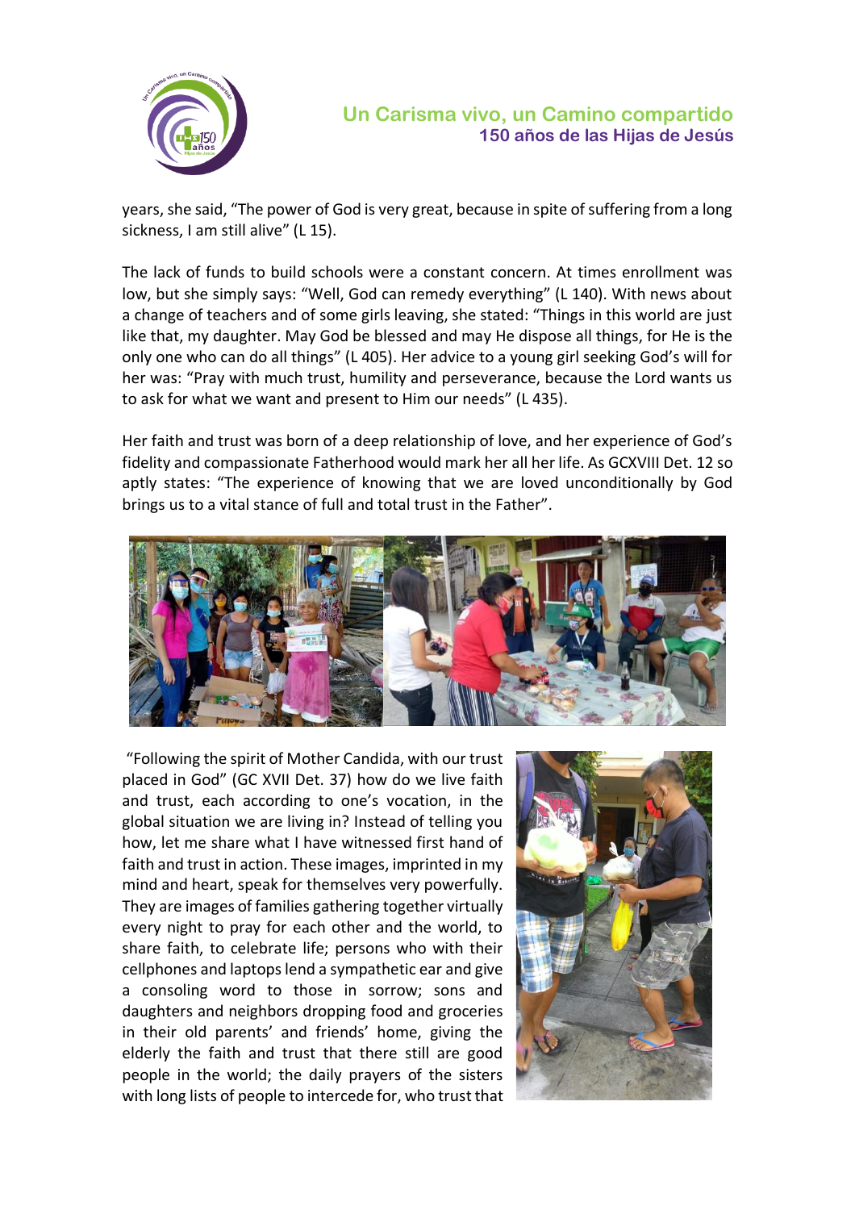years, she said, “The power of God is very great, because in spite of suffering from a long sickness, I am still alive” (L 15).

The lack of funds to build schools were a constant concern. At times enrollment was low, but she simply says: “Well, God can remedy everything” (L 140). With news about a change of teachers and of some girls leaving, she stated: “Things in this world are just like that, my daughter. May God be blessed and may He dispose all things, for He is the only one who can do all things” (L 405). Her advice to a young girl seeking God’s will for her was: “Pray with much trust, humility and perseverance, because the Lord wants us to ask for what we want and present to Him our needs” (L 435).

Her faith and trust was born of a deep relationship of love, and her experience of God’s fidelity and compassionate Fatherhood would mark her all her life. As GCXVIII Det. 12 so aptly states: “The experience of knowing that we are loved unconditionally by God brings us to a vital stance of full and total trust in the Father”.

“Following the spirit of Mother Candida, with our trust placed in God” (GC XVII Det. 37) how do we live faith and trust, each according to one’s vocation, in the global situation we are living in? Instead of telling you how, let me share what I have witnessed first hand of faith and trust in action. These images, imprinted in my mind and heart, speak for themselves very powerfully. They are images of families gathering together virtually every night to pray for each other and the world, to share faith, to celebrate life; persons who with their cellphones and laptops lend a sympathetic ear and give a consoling word to those in sorrow; sons and daughters and neighbors dropping food and groceries in their old parents’ and friends’ home, giving the elderly the faith and trust that there still are good people in the world; the daily prayers of the sisters with long lists of people to intercede for, who trust that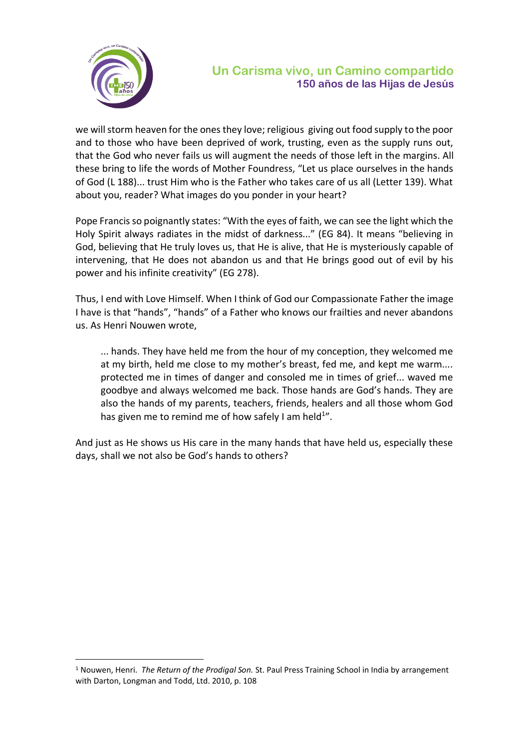we will storm heaven for the ones they love; religious giving out food supply to the poor and to those who have been deprived of work, trusting, even as the supply runs out, that the God who never fails us will augment the needs of those left in the margins. All these bring to life the words of Mother Foundress, "Let us place ourselves in the hands of God (L 188)... trust Him who is the Father who takes care of us all (Letter 139). What about you, reader? What images do you ponder in your heart?

Pope Francis so poignantly states: "With the eyes of faith, we can see the light which the Holy Spirit always radiates in the midst of darkness..." (EG 84). It means "believing in God, believing that He truly loves us, that He is alive, that He is mysteriously capable of intervening, that He does not abandon us and that He brings good out of evil by his power and his infinite creativity" (EG 278).

Thus, I end with Love Himself. When I think of God our Compassionate Father the image I have is that "hands", "hands" of a Father who knows our frailties and never abandons us. As Henri Nouwen wrote,

> ... hands. They have held me from the hour of my conception, they welcomed me at my birth, held me close to my mother's breast, fed me, and kept me warm.... protected me in times of danger and consoled me in times of grief... waved me goodbye and always welcomed me back. Those hands are God's hands. They are also the hands of my parents, teachers, friends, healers and all those whom God has given me to remind me of how safely I am held[1]".

And just as He shows us His care in the many hands that have held us, especially these days, shall we not also be God's hands to others?

---

[1] Nouwen, Henri. *The Return of the Prodigal Son.* St. Paul Press Training School in India by arrangement with Darton, Longman and Todd, Ltd. 2010, p. 108